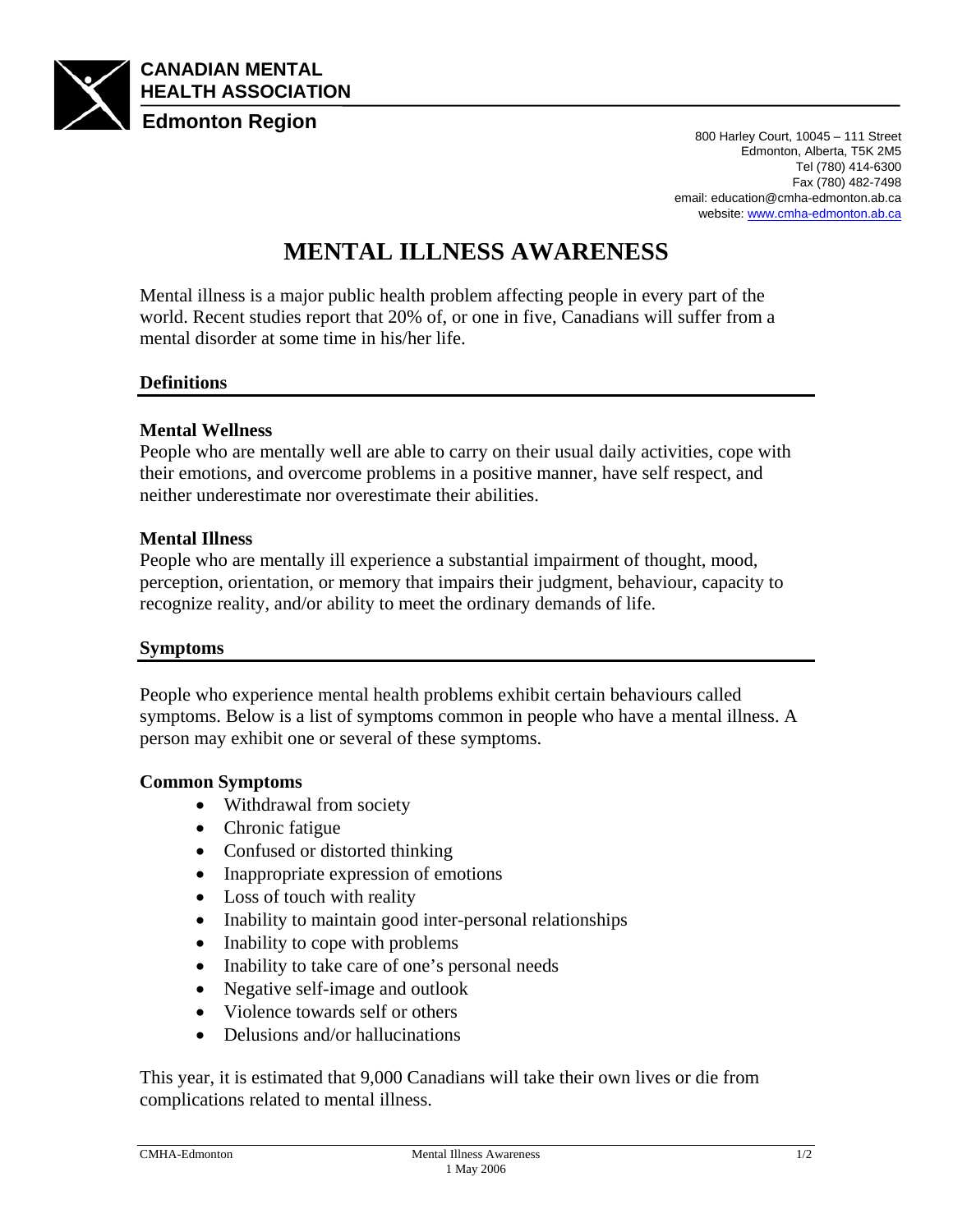**CANADIAN MENTAL HEALTH ASSOCIATION**

**Edmonton Region**

800 Harley Court, 10045 – 111 Street
Edmonton, Alberta, T5K 2M5
Tel (780) 414-6300
Fax (780) 482-7498
email: education@cmha-edmonton.ab.ca
website: www.cmha-edmonton.ab.ca

# MENTAL ILLNESS AWARENESS

Mental illness is a major public health problem affecting people in every part of the world. Recent studies report that 20% of, or one in five, Canadians will suffer from a mental disorder at some time in his/her life.

## Definitions

### Mental Wellness

People who are mentally well are able to carry on their usual daily activities, cope with their emotions, and overcome problems in a positive manner, have self respect, and neither underestimate nor overestimate their abilities.

### Mental Illness

People who are mentally ill experience a substantial impairment of thought, mood, perception, orientation, or memory that impairs their judgment, behaviour, capacity to recognize reality, and/or ability to meet the ordinary demands of life.

## Symptoms

People who experience mental health problems exhibit certain behaviours called symptoms. Below is a list of symptoms common in people who have a mental illness. A person may exhibit one or several of these symptoms.

### Common Symptoms

- Withdrawal from society
- Chronic fatigue
- Confused or distorted thinking
- Inappropriate expression of emotions
- Loss of touch with reality
- Inability to maintain good inter-personal relationships
- Inability to cope with problems
- Inability to take care of one's personal needs
- Negative self-image and outlook
- Violence towards self or others
- Delusions and/or hallucinations

This year, it is estimated that 9,000 Canadians will take their own lives or die from complications related to mental illness.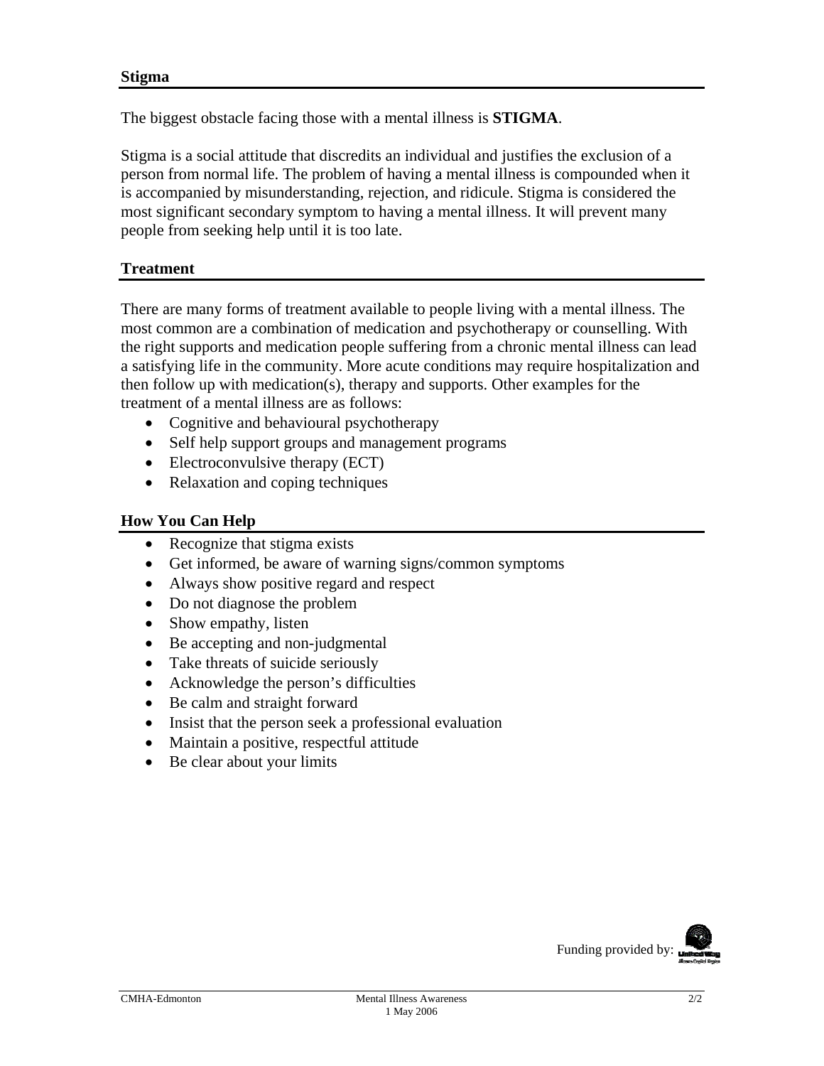## Stigma

The biggest obstacle facing those with a mental illness is **STIGMA**.

Stigma is a social attitude that discredits an individual and justifies the exclusion of a person from normal life. The problem of having a mental illness is compounded when it is accompanied by misunderstanding, rejection, and ridicule. Stigma is considered the most significant secondary symptom to having a mental illness. It will prevent many people from seeking help until it is too late.

## Treatment

There are many forms of treatment available to people living with a mental illness. The most common are a combination of medication and psychotherapy or counselling. With the right supports and medication people suffering from a chronic mental illness can lead a satisfying life in the community. More acute conditions may require hospitalization and then follow up with medication(s), therapy and supports. Other examples for the treatment of a mental illness are as follows:

- Cognitive and behavioural psychotherapy
- Self help support groups and management programs
- Electroconvulsive therapy (ECT)
- Relaxation and coping techniques

## How You Can Help

- Recognize that stigma exists
- Get informed, be aware of warning signs/common symptoms
- Always show positive regard and respect
- Do not diagnose the problem
- Show empathy, listen
- Be accepting and non-judgmental
- Take threats of suicide seriously
- Acknowledge the person's difficulties
- Be calm and straight forward
- Insist that the person seek a professional evaluation
- Maintain a positive, respectful attitude
- Be clear about your limits

Funding provided by: